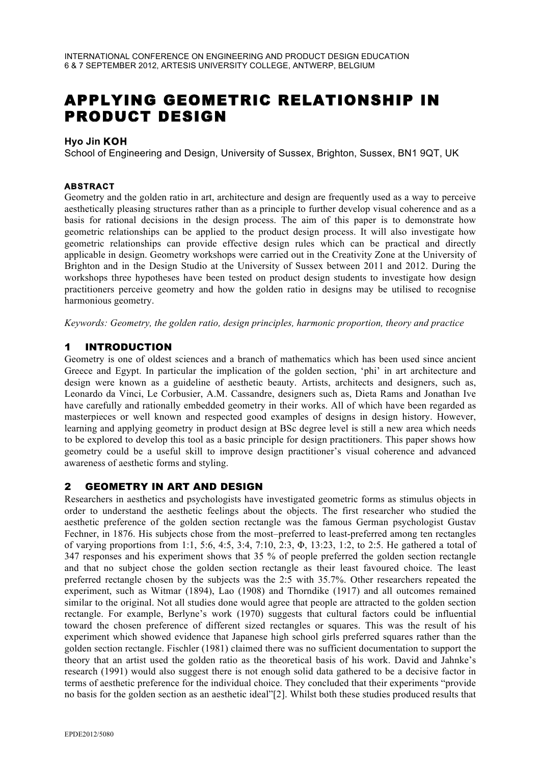# APPLYING GEOMETRIC RELATIONSHIP IN PRODUCT DESIGN

**Hyo Jin KOH**
School of Engineering and Design, University of Sussex, Brighton, Sussex, BN1 9QT, UK

## ABSTRACT

Geometry and the golden ratio in art, architecture and design are frequently used as a way to perceive aesthetically pleasing structures rather than as a principle to further develop visual coherence and as a basis for rational decisions in the design process. The aim of this paper is to demonstrate how geometric relationships can be applied to the product design process. It will also investigate how geometric relationships can provide effective design rules which can be practical and directly applicable in design. Geometry workshops were carried out in the Creativity Zone at the University of Brighton and in the Design Studio at the University of Sussex between 2011 and 2012. During the workshops three hypotheses have been tested on product design students to investigate how design practitioners perceive geometry and how the golden ratio in designs may be utilised to recognise harmonious geometry.

*Keywords: Geometry, the golden ratio, design principles, harmonic proportion, theory and practice*

## 1 INTRODUCTION

Geometry is one of oldest sciences and a branch of mathematics which has been used since ancient Greece and Egypt. In particular the implication of the golden section, 'phi' in art architecture and design were known as a guideline of aesthetic beauty. Artists, architects and designers, such as, Leonardo da Vinci, Le Corbusier, A.M. Cassandre, designers such as, Dieta Rams and Jonathan Ive have carefully and rationally embedded geometry in their works. All of which have been regarded as masterpieces or well known and respected good examples of designs in design history. However, learning and applying geometry in product design at BSc degree level is still a new area which needs to be explored to develop this tool as a basic principle for design practitioners. This paper shows how geometry could be a useful skill to improve design practitioner's visual coherence and advanced awareness of aesthetic forms and styling.

## 2 GEOMETRY IN ART AND DESIGN

Researchers in aesthetics and psychologists have investigated geometric forms as stimulus objects in order to understand the aesthetic feelings about the objects. The first researcher who studied the aesthetic preference of the golden section rectangle was the famous German psychologist Gustav Fechner, in 1876. His subjects chose from the most–preferred to least-preferred among ten rectangles of varying proportions from 1:1, 5:6, 4:5, 3:4, 7:10, 2:3, Φ, 13:23, 1:2, to 2:5. He gathered a total of 347 responses and his experiment shows that 35 % of people preferred the golden section rectangle and that no subject chose the golden section rectangle as their least favoured choice. The least preferred rectangle chosen by the subjects was the 2:5 with 35.7%. Other researchers repeated the experiment, such as Witmar (1894), Lao (1908) and Thorndike (1917) and all outcomes remained similar to the original. Not all studies done would agree that people are attracted to the golden section rectangle. For example, Berlyne's work (1970) suggests that cultural factors could be influential toward the chosen preference of different sized rectangles or squares. This was the result of his experiment which showed evidence that Japanese high school girls preferred squares rather than the golden section rectangle. Fischler (1981) claimed there was no sufficient documentation to support the theory that an artist used the golden ratio as the theoretical basis of his work. David and Jahnke's research (1991) would also suggest there is not enough solid data gathered to be a decisive factor in terms of aesthetic preference for the individual choice. They concluded that their experiments "provide no basis for the golden section as an aesthetic ideal"[2]. Whilst both these studies produced results that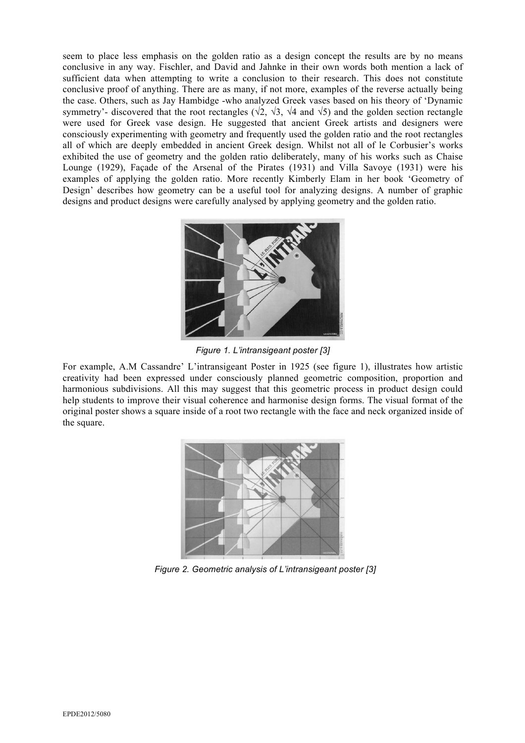seem to place less emphasis on the golden ratio as a design concept the results are by no means conclusive in any way. Fischler, and David and Jahnke in their own words both mention a lack of sufficient data when attempting to write a conclusion to their research. This does not constitute conclusive proof of anything. There are as many, if not more, examples of the reverse actually being the case. Others, such as Jay Hambidge -who analyzed Greek vases based on his theory of 'Dynamic symmetry'- discovered that the root rectangles (√2, √3, √4 and √5) and the golden section rectangle were used for Greek vase design. He suggested that ancient Greek artists and designers were consciously experimenting with geometry and frequently used the golden ratio and the root rectangles all of which are deeply embedded in ancient Greek design. Whilst not all of le Corbusier's works exhibited the use of geometry and the golden ratio deliberately, many of his works such as Chaise Lounge (1929), Façade of the Arsenal of the Pirates (1931) and Villa Savoye (1931) were his examples of applying the golden ratio. More recently Kimberly Elam in her book 'Geometry of Design' describes how geometry can be a useful tool for analyzing designs. A number of graphic designs and product designs were carefully analysed by applying geometry and the golden ratio.

*Figure 1. L'intransigeant poster [3]*

For example, A.M Cassandre' L'intransigeant Poster in 1925 (see figure 1), illustrates how artistic creativity had been expressed under consciously planned geometric composition, proportion and harmonious subdivisions. All this may suggest that this geometric process in product design could help students to improve their visual coherence and harmonise design forms. The visual format of the original poster shows a square inside of a root two rectangle with the face and neck organized inside of the square.

*Figure 2. Geometric analysis of L'intransigeant poster [3]*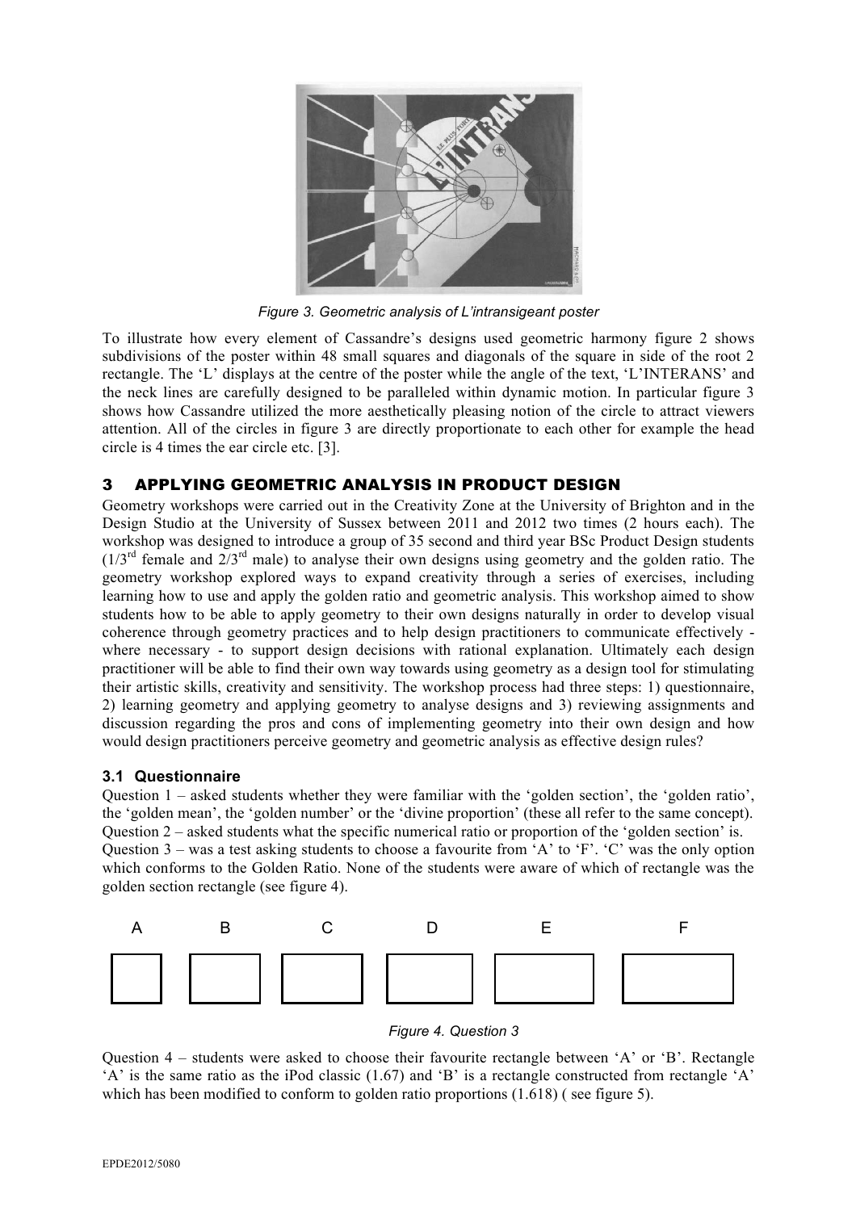*Figure 3. Geometric analysis of L'intransigeant poster*

To illustrate how every element of Cassandre's designs used geometric harmony figure 2 shows subdivisions of the poster within 48 small squares and diagonals of the square in side of the root 2 rectangle. The 'L' displays at the centre of the poster while the angle of the text, 'L'INTERANS' and the neck lines are carefully designed to be paralleled within dynamic motion. In particular figure 3 shows how Cassandre utilized the more aesthetically pleasing notion of the circle to attract viewers attention. All of the circles in figure 3 are directly proportionate to each other for example the head circle is 4 times the ear circle etc. [3].

## 3 APPLYING GEOMETRIC ANALYSIS IN PRODUCT DESIGN

Geometry workshops were carried out in the Creativity Zone at the University of Brighton and in the Design Studio at the University of Sussex between 2011 and 2012 two times (2 hours each). The workshop was designed to introduce a group of 35 second and third year BSc Product Design students (1/3rd female and 2/3rd male) to analyse their own designs using geometry and the golden ratio. The geometry workshop explored ways to expand creativity through a series of exercises, including learning how to use and apply the golden ratio and geometric analysis. This workshop aimed to show students how to be able to apply geometry to their own designs naturally in order to develop visual coherence through geometry practices and to help design practitioners to communicate effectively - where necessary - to support design decisions with rational explanation. Ultimately each design practitioner will be able to find their own way towards using geometry as a design tool for stimulating their artistic skills, creativity and sensitivity. The workshop process had three steps: 1) questionnaire, 2) learning geometry and applying geometry to analyse designs and 3) reviewing assignments and discussion regarding the pros and cons of implementing geometry into their own design and how would design practitioners perceive geometry and geometric analysis as effective design rules?

### 3.1 Questionnaire

Question 1 – asked students whether they were familiar with the 'golden section', the 'golden ratio', the 'golden mean', the 'golden number' or the 'divine proportion' (these all refer to the same concept).
Question 2 – asked students what the specific numerical ratio or proportion of the 'golden section' is.
Question 3 – was a test asking students to choose a favourite from 'A' to 'F'. 'C' was the only option which conforms to the Golden Ratio. None of the students were aware of which of rectangle was the golden section rectangle (see figure 4).

A B C D E F

*Figure 4. Question 3*

Question 4 – students were asked to choose their favourite rectangle between 'A' or 'B'. Rectangle 'A' is the same ratio as the iPod classic (1.67) and 'B' is a rectangle constructed from rectangle 'A' which has been modified to conform to golden ratio proportions (1.618) ( see figure 5).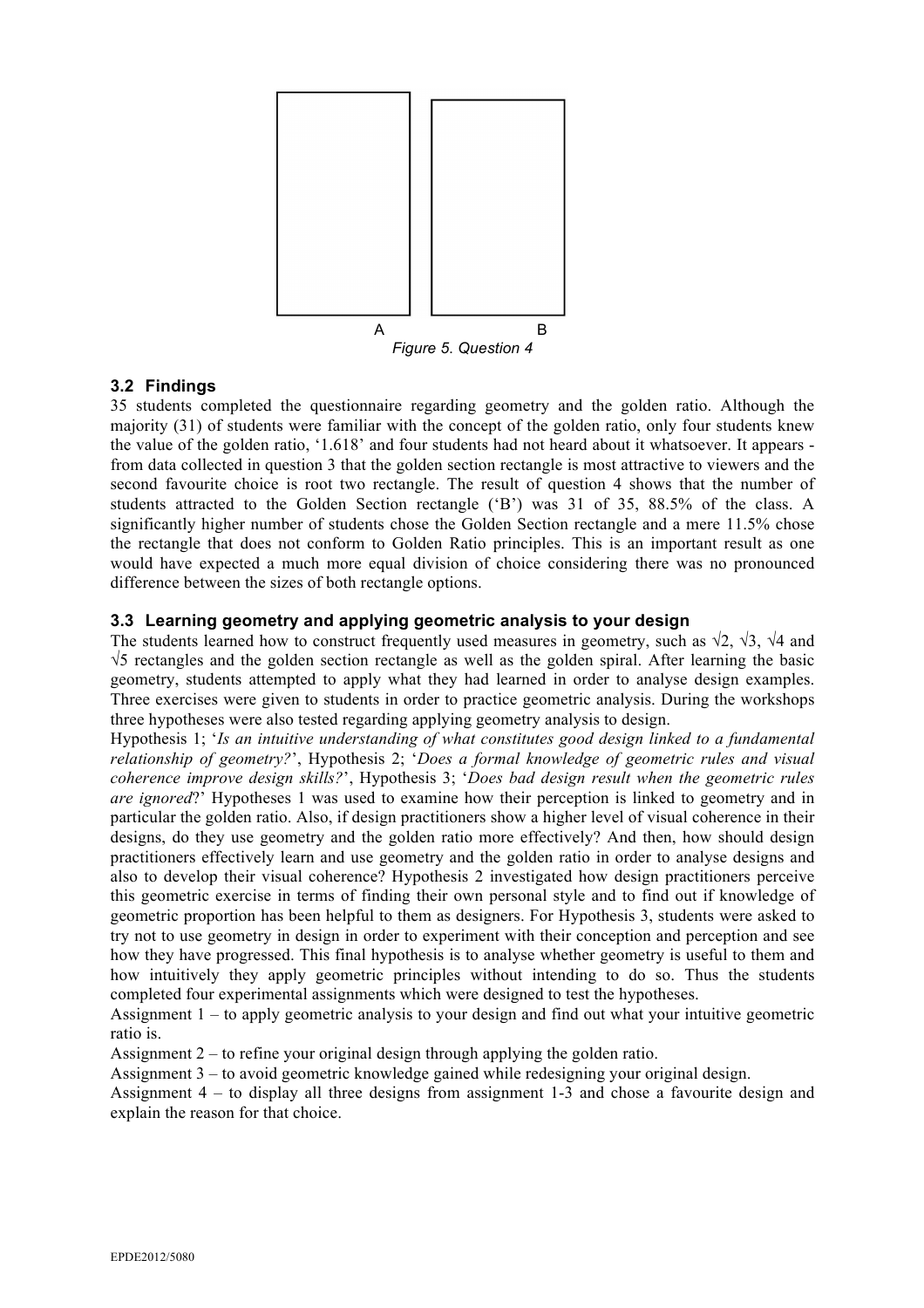A B

*Figure 5. Question 4*

### 3.2 Findings

35 students completed the questionnaire regarding geometry and the golden ratio. Although the majority (31) of students were familiar with the concept of the golden ratio, only four students knew the value of the golden ratio, '1.618' and four students had not heard about it whatsoever. It appears - from data collected in question 3 that the golden section rectangle is most attractive to viewers and the second favourite choice is root two rectangle. The result of question 4 shows that the number of students attracted to the Golden Section rectangle ('B') was 31 of 35, 88.5% of the class. A significantly higher number of students chose the Golden Section rectangle and a mere 11.5% chose the rectangle that does not conform to Golden Ratio principles. This is an important result as one would have expected a much more equal division of choice considering there was no pronounced difference between the sizes of both rectangle options.

### 3.3 Learning geometry and applying geometric analysis to your design

The students learned how to construct frequently used measures in geometry, such as √2, √3, √4 and √5 rectangles and the golden section rectangle as well as the golden spiral. After learning the basic geometry, students attempted to apply what they had learned in order to analyse design examples. Three exercises were given to students in order to practice geometric analysis. During the workshops three hypotheses were also tested regarding applying geometry analysis to design.

Hypothesis 1; '*Is an intuitive understanding of what constitutes good design linked to a fundamental relationship of geometry?*', Hypothesis 2; '*Does a formal knowledge of geometric rules and visual coherence improve design skills?*', Hypothesis 3; '*Does bad design result when the geometric rules are ignored*?' Hypotheses 1 was used to examine how their perception is linked to geometry and in particular the golden ratio. Also, if design practitioners show a higher level of visual coherence in their designs, do they use geometry and the golden ratio more effectively? And then, how should design practitioners effectively learn and use geometry and the golden ratio in order to analyse designs and also to develop their visual coherence? Hypothesis 2 investigated how design practitioners perceive this geometric exercise in terms of finding their own personal style and to find out if knowledge of geometric proportion has been helpful to them as designers. For Hypothesis 3, students were asked to try not to use geometry in design in order to experiment with their conception and perception and see how they have progressed. This final hypothesis is to analyse whether geometry is useful to them and how intuitively they apply geometric principles without intending to do so. Thus the students completed four experimental assignments which were designed to test the hypotheses.

Assignment 1 – to apply geometric analysis to your design and find out what your intuitive geometric ratio is.

Assignment 2 – to refine your original design through applying the golden ratio.

Assignment 3 – to avoid geometric knowledge gained while redesigning your original design.

Assignment 4 – to display all three designs from assignment 1-3 and chose a favourite design and explain the reason for that choice.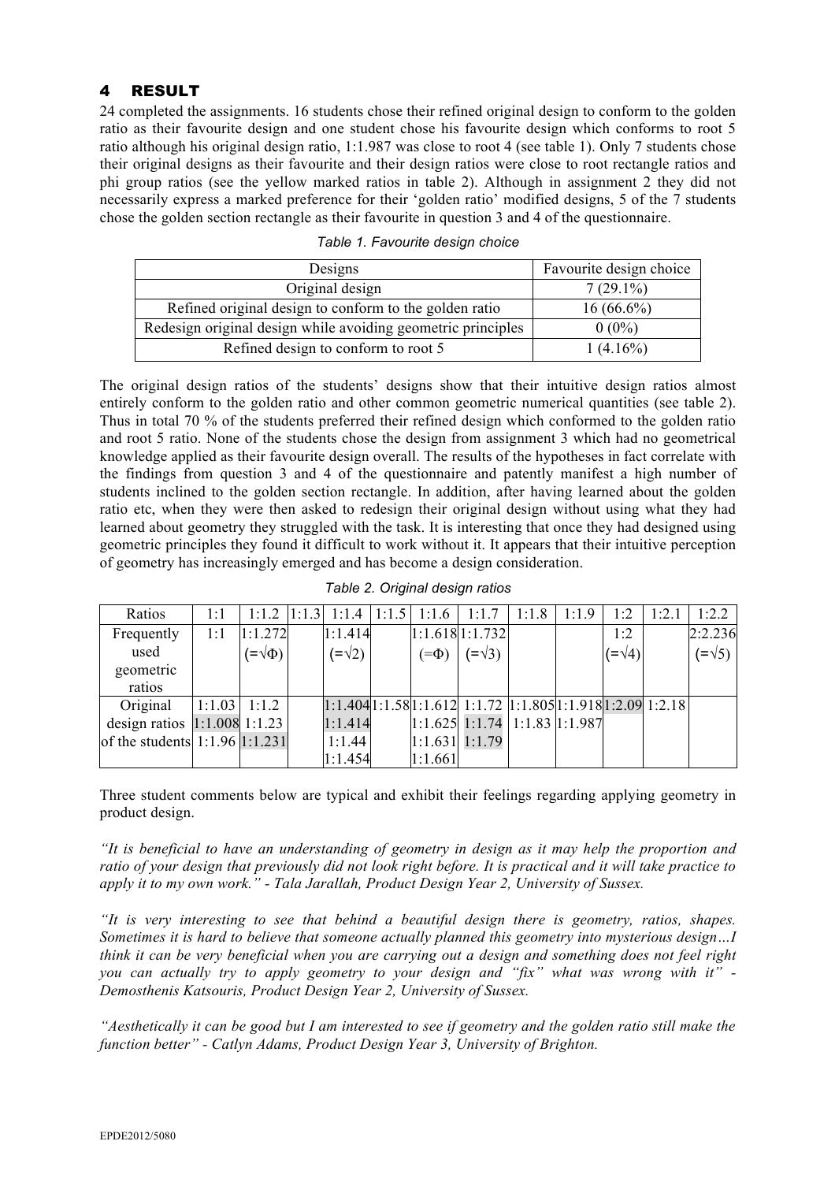## 4 RESULT

24 completed the assignments. 16 students chose their refined original design to conform to the golden ratio as their favourite design and one student chose his favourite design which conforms to root 5 ratio although his original design ratio, 1:1.987 was close to root 4 (see table 1). Only 7 students chose their original designs as their favourite and their design ratios were close to root rectangle ratios and phi group ratios (see the yellow marked ratios in table 2). Although in assignment 2 they did not necessarily express a marked preference for their 'golden ratio' modified designs, 5 of the 7 students chose the golden section rectangle as their favourite in question 3 and 4 of the questionnaire.

*Table 1. Favourite design choice*

| Designs | Favourite design choice |
|---|---|
| Original design | 7 (29.1%) |
| Refined original design to conform to the golden ratio | 16 (66.6%) |
| Redesign original design while avoiding geometric principles | 0 (0%) |
| Refined design to conform to root 5 | 1 (4.16%) |

The original design ratios of the students' designs show that their intuitive design ratios almost entirely conform to the golden ratio and other common geometric numerical quantities (see table 2). Thus in total 70 % of the students preferred their refined design which conformed to the golden ratio and root 5 ratio. None of the students chose the design from assignment 3 which had no geometrical knowledge applied as their favourite design overall. The results of the hypotheses in fact correlate with the findings from question 3 and 4 of the questionnaire and patently manifest a high number of students inclined to the golden section rectangle. In addition, after having learned about the golden ratio etc, when they were then asked to redesign their original design without using what they had learned about geometry they struggled with the task. It is interesting that once they had designed using geometric principles they found it difficult to work without it. It appears that their intuitive perception of geometry has increasingly emerged and has become a design consideration.

*Table 2. Original design ratios*

| Ratios | 1:1 | 1:1.2 | 1:1.3 | 1:1.4 | 1:1.5 | 1:1.6 | 1:1.7 | 1:1.8 | 1:1.9 | 1:2 | 1:2.1 | 1:2.2 |
|---|---|---|---|---|---|---|---|---|---|---|---|---|
| Frequently used geometric ratios | 1:1 | 1:1.272 (=√Φ) | | 1:1.414 (=√2) | | 1:1.618 (=Φ) | 1:1.732 (=√3) | | | 1:2 (=√4) | | 2:2.236 (=√5) |
| Original design ratios of the students | 1:1.03 | 1:1.2 | | 1:1.404 | 1:1.58 | 1:1.612 | 1:1.72 | 1:1.805 | 1:1.918 | 1:2.09 | 1:2.18 | |
| | 1:1.008 | 1:1.23 | | 1:1.414 | | 1:1.625 | 1:1.74 | 1:1.83 | 1:1.987 | | | |
| | 1:1.96 | 1:1.231 | | 1:1.44 | | 1:1.631 | 1:1.79 | | | | | |
| | | | | 1:1.454 | | 1:1.661 | | | | | | |

Three student comments below are typical and exhibit their feelings regarding applying geometry in product design.

*"It is beneficial to have an understanding of geometry in design as it may help the proportion and ratio of your design that previously did not look right before. It is practical and it will take practice to apply it to my own work." - Tala Jarallah, Product Design Year 2, University of Sussex.*

*"It is very interesting to see that behind a beautiful design there is geometry, ratios, shapes. Sometimes it is hard to believe that someone actually planned this geometry into mysterious design…I think it can be very beneficial when you are carrying out a design and something does not feel right you can actually try to apply geometry to your design and "fix" what was wrong with it" - Demosthenis Katsouris, Product Design Year 2, University of Sussex.*

*"Aesthetically it can be good but I am interested to see if geometry and the golden ratio still make the function better" - Catlyn Adams, Product Design Year 3, University of Brighton.*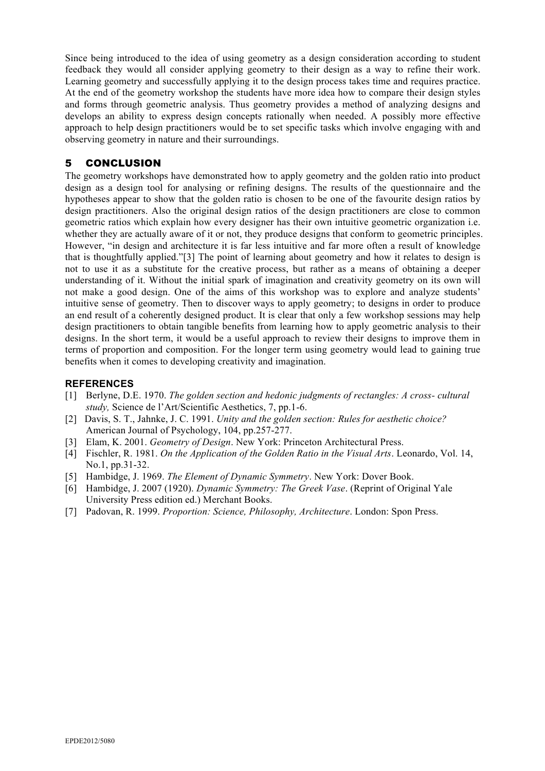Since being introduced to the idea of using geometry as a design consideration according to student feedback they would all consider applying geometry to their design as a way to refine their work. Learning geometry and successfully applying it to the design process takes time and requires practice. At the end of the geometry workshop the students have more idea how to compare their design styles and forms through geometric analysis. Thus geometry provides a method of analyzing designs and develops an ability to express design concepts rationally when needed. A possibly more effective approach to help design practitioners would be to set specific tasks which involve engaging with and observing geometry in nature and their surroundings.

## 5 CONCLUSION

The geometry workshops have demonstrated how to apply geometry and the golden ratio into product design as a design tool for analysing or refining designs. The results of the questionnaire and the hypotheses appear to show that the golden ratio is chosen to be one of the favourite design ratios by design practitioners. Also the original design ratios of the design practitioners are close to common geometric ratios which explain how every designer has their own intuitive geometric organization i.e. whether they are actually aware of it or not, they produce designs that conform to geometric principles. However, "in design and architecture it is far less intuitive and far more often a result of knowledge that is thoughtfully applied."[3] The point of learning about geometry and how it relates to design is not to use it as a substitute for the creative process, but rather as a means of obtaining a deeper understanding of it. Without the initial spark of imagination and creativity geometry on its own will not make a good design. One of the aims of this workshop was to explore and analyze students' intuitive sense of geometry. Then to discover ways to apply geometry; to designs in order to produce an end result of a coherently designed product. It is clear that only a few workshop sessions may help design practitioners to obtain tangible benefits from learning how to apply geometric analysis to their designs. In the short term, it would be a useful approach to review their designs to improve them in terms of proportion and composition. For the longer term using geometry would lead to gaining true benefits when it comes to developing creativity and imagination.

### REFERENCES

[1] Berlyne, D.E. 1970. *The golden section and hedonic judgments of rectangles: A cross- cultural study,* Science de l'Art/Scientific Aesthetics, 7, pp.1-6.

[2] Davis, S. T., Jahnke, J. C. 1991. *Unity and the golden section: Rules for aesthetic choice?* American Journal of Psychology, 104, pp.257-277.

[3] Elam, K. 2001. *Geometry of Design*. New York: Princeton Architectural Press.

[4] Fischler, R. 1981. *On the Application of the Golden Ratio in the Visual Arts*. Leonardo, Vol. 14, No.1, pp.31-32.

[5] Hambidge, J. 1969. *The Element of Dynamic Symmetry*. New York: Dover Book.

[6] Hambidge, J. 2007 (1920). *Dynamic Symmetry: The Greek Vase*. (Reprint of Original Yale University Press edition ed.) Merchant Books.

[7] Padovan, R. 1999. *Proportion: Science, Philosophy, Architecture*. London: Spon Press.